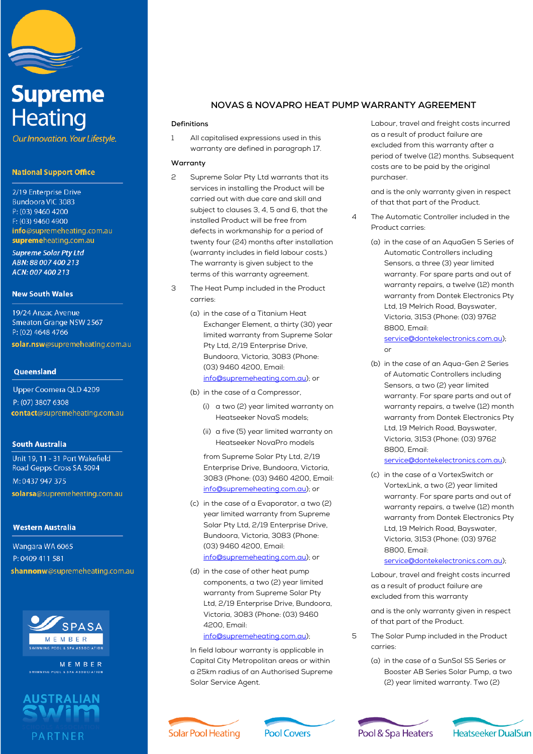Supreme Heating

*Our Innovation. Your Lifestyle.*

**National Support Office**

2/19 Enterprise Drive
Bundoora VIC 3083
P: (03) 9460 4200
F: (03) 9460 4900
**info**@supremeheating.com.au
**supreme**heating.com.au

***Supreme Solar Pty Ltd***
***ABN: 88 007 400 213***
***ACN: 007 400 213***

**New South Wales**

19/24 Anzac Avenue
Smeaton Grange NSW 2567
P: (02) 4648 4766
**solar.nsw**@supremeheating.com.au

**Queensland**

Upper Coomera QLD 4209
P: (07) 3807 6308
**contact**@supremeheating.com.au

**South Australia**

Unit 19, 11 - 31 Port Wakefield Road Gepps Cross SA 5094
M: 0437 947 375
**solarsa**@supremeheating.com.au

**Western Australia**

Wangara WA 6065
P: 0409 411 581
**shannonw**@supremeheating.com.au

SPASA MEMBER – SWIMMING POOL & SPA ASSOCIATION

AUSTRALIAN SWIM PARTNER

# NOVAS & NOVAPRO HEAT PUMP WARRANTY AGREEMENT

## Definitions

1 All capitalised expressions used in this warranty are defined in paragraph 17.

## Warranty

2 Supreme Solar Pty Ltd warrants that its services in installing the Product will be carried out with due care and skill and subject to clauses 3, 4, 5 and 6, that the installed Product will be free from defects in workmanship for a period of twenty four (24) months after installation (warranty includes in field labour costs.) The warranty is given subject to the terms of this warranty agreement.

3 The Heat Pump included in the Product carries:

(a) in the case of a Titanium Heat Exchanger Element, a thirty (30) year limited warranty from Supreme Solar Pty Ltd, 2/19 Enterprise Drive, Bundoora, Victoria, 3083 (Phone: (03) 9460 4200, Email: info@supremeheating.com.au); or

(b) in the case of a Compressor,

(i) a two (2) year limited warranty on Heatseeker NovaS models;

(ii) a five (5) year limited warranty on Heatseeker NovaPro models

from Supreme Solar Pty Ltd, 2/19 Enterprise Drive, Bundoora, Victoria, 3083 (Phone: (03) 9460 4200, Email: info@supremeheating.com.au); or

(c) in the case of a Evaporator, a two (2) year limited warranty from Supreme Solar Pty Ltd, 2/19 Enterprise Drive, Bundoora, Victoria, 3083 (Phone: (03) 9460 4200, Email: info@supremeheating.com.au); or

(d) in the case of other heat pump components, a two (2) year limited warranty from Supreme Solar Pty Ltd, 2/19 Enterprise Drive, Bundoora, Victoria, 3083 (Phone: (03) 9460 4200, Email: info@supremeheating.com.au);

In field labour warranty is applicable in Capital City Metropolitan areas or within a 25km radius of an Authorised Supreme Solar Service Agent.

Labour, travel and freight costs incurred as a result of product failure are excluded from this warranty after a period of twelve (12) months. Subsequent costs are to be paid by the original purchaser.

and is the only warranty given in respect of that that part of the Product.

4 The Automatic Controller included in the Product carries:

(a) in the case of an AquaGen 5 Series of Automatic Controllers including Sensors, a three (3) year limited warranty. For spare parts and out of warranty repairs, a twelve (12) month warranty from Dontek Electronics Pty Ltd, 19 Melrich Road, Bayswater, Victoria, 3153 (Phone: (03) 9762 8800, Email: service@dontekelectronics.com.au); or

(b) in the case of an Aqua-Gen 2 Series of Automatic Controllers including Sensors, a two (2) year limited warranty. For spare parts and out of warranty repairs, a twelve (12) month warranty from Dontek Electronics Pty Ltd, 19 Melrich Road, Bayswater, Victoria, 3153 (Phone: (03) 9762 8800, Email: service@dontekelectronics.com.au);

(c) in the case of a VortexSwitch or VortexLink, a two (2) year limited warranty. For spare parts and out of warranty repairs, a twelve (12) month warranty from Dontek Electronics Pty Ltd, 19 Melrich Road, Bayswater, Victoria, 3153 (Phone: (03) 9762 8800, Email: service@dontekelectronics.com.au);

Labour, travel and freight costs incurred as a result of product failure are excluded from this warranty

and is the only warranty given in respect of that part of the Product.

5 The Solar Pump included in the Product carries:

(a) in the case of a SunSol SS Series or Booster AB Series Solar Pump, a two (2) year limited warranty. Two (2)

Solar Pool Heating | Pool Covers | Pool & Spa Heaters | Heatseeker DualSun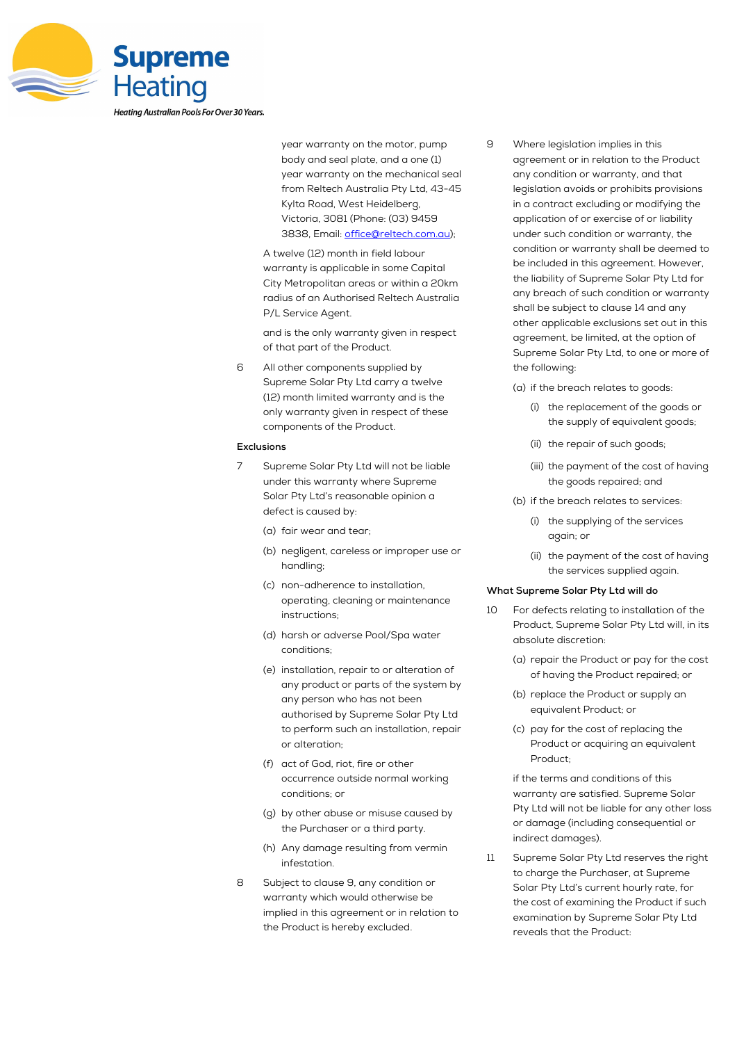year warranty on the motor, pump body and seal plate, and a one (1) year warranty on the mechanical seal from Reltech Australia Pty Ltd, 43-45 Kylta Road, West Heidelberg, Victoria, 3081 (Phone: (03) 9459 3838, Email: office@reltech.com.au);

A twelve (12) month in field labour warranty is applicable in some Capital City Metropolitan areas or within a 20km radius of an Authorised Reltech Australia P/L Service Agent.

and is the only warranty given in respect of that part of the Product.

6 All other components supplied by Supreme Solar Pty Ltd carry a twelve (12) month limited warranty and is the only warranty given in respect of these components of the Product.

**Exclusions**

7 Supreme Solar Pty Ltd will not be liable under this warranty where Supreme Solar Pty Ltd's reasonable opinion a defect is caused by:

(a) fair wear and tear;

(b) negligent, careless or improper use or handling;

(c) non-adherence to installation, operating, cleaning or maintenance instructions;

(d) harsh or adverse Pool/Spa water conditions;

(e) installation, repair to or alteration of any product or parts of the system by any person who has not been authorised by Supreme Solar Pty Ltd to perform such an installation, repair or alteration;

(f) act of God, riot, fire or other occurrence outside normal working conditions; or

(g) by other abuse or misuse caused by the Purchaser or a third party.

(h) Any damage resulting from vermin infestation.

8 Subject to clause 9, any condition or warranty which would otherwise be implied in this agreement or in relation to the Product is hereby excluded.

9 Where legislation implies in this agreement or in relation to the Product any condition or warranty, and that legislation avoids or prohibits provisions in a contract excluding or modifying the application of or exercise of or liability under such condition or warranty, the condition or warranty shall be deemed to be included in this agreement. However, the liability of Supreme Solar Pty Ltd for any breach of such condition or warranty shall be subject to clause 14 and any other applicable exclusions set out in this agreement, be limited, at the option of Supreme Solar Pty Ltd, to one or more of the following:

(a) if the breach relates to goods:

(i) the replacement of the goods or the supply of equivalent goods;

(ii) the repair of such goods;

(iii) the payment of the cost of having the goods repaired; and

(b) if the breach relates to services:

(i) the supplying of the services again; or

(ii) the payment of the cost of having the services supplied again.

**What Supreme Solar Pty Ltd will do**

10 For defects relating to installation of the Product, Supreme Solar Pty Ltd will, in its absolute discretion:

(a) repair the Product or pay for the cost of having the Product repaired; or

(b) replace the Product or supply an equivalent Product; or

(c) pay for the cost of replacing the Product or acquiring an equivalent Product;

if the terms and conditions of this warranty are satisfied. Supreme Solar Pty Ltd will not be liable for any other loss or damage (including consequential or indirect damages).

11 Supreme Solar Pty Ltd reserves the right to charge the Purchaser, at Supreme Solar Pty Ltd's current hourly rate, for the cost of examining the Product if such examination by Supreme Solar Pty Ltd reveals that the Product: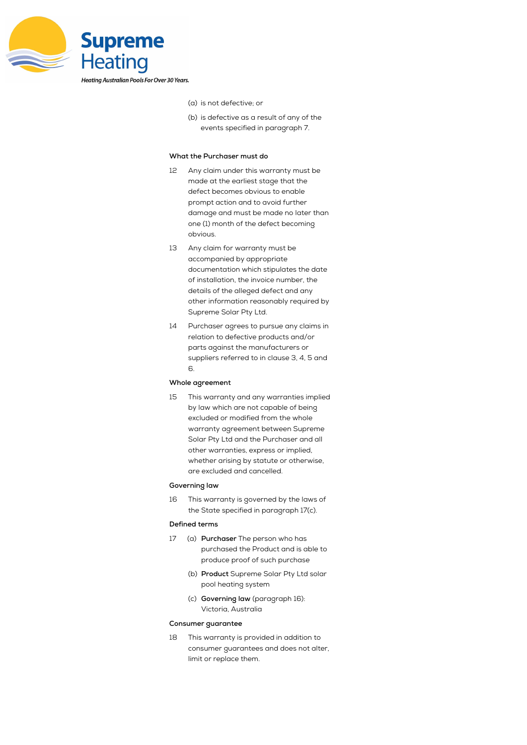(a) is not defective; or

(b) is defective as a result of any of the events specified in paragraph 7.

**What the Purchaser must do**

12 Any claim under this warranty must be made at the earliest stage that the defect becomes obvious to enable prompt action and to avoid further damage and must be made no later than one (1) month of the defect becoming obvious.

13 Any claim for warranty must be accompanied by appropriate documentation which stipulates the date of installation, the invoice number, the details of the alleged defect and any other information reasonably required by Supreme Solar Pty Ltd.

14 Purchaser agrees to pursue any claims in relation to defective products and/or parts against the manufacturers or suppliers referred to in clause 3, 4, 5 and 6.

**Whole agreement**

15 This warranty and any warranties implied by law which are not capable of being excluded or modified from the whole warranty agreement between Supreme Solar Pty Ltd and the Purchaser and all other warranties, express or implied, whether arising by statute or otherwise, are excluded and cancelled.

**Governing law**

16 This warranty is governed by the laws of the State specified in paragraph 17(c).

**Defined terms**

17 (a) **Purchaser** The person who has purchased the Product and is able to produce proof of such purchase

(b) **Product** Supreme Solar Pty Ltd solar pool heating system

(c) **Governing law** (paragraph 16): Victoria, Australia

**Consumer guarantee**

18 This warranty is provided in addition to consumer guarantees and does not alter, limit or replace them.